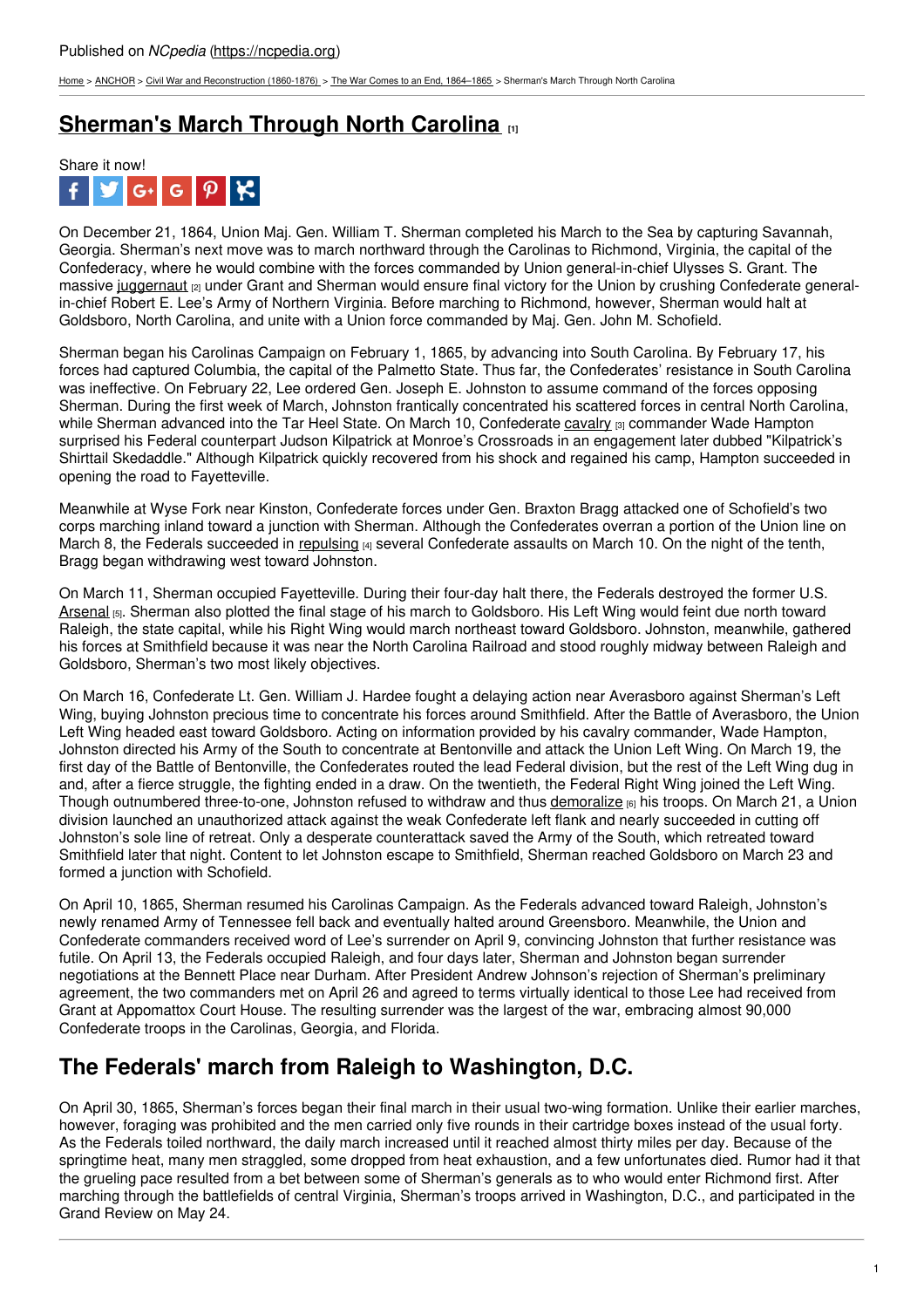Published on *NCpedia* (https://ncpedia.org)

Home > ANCHOR > Civil War and Reconstruction (1860-1876) > The War Comes to an End, 1864–1865 > Sherman's March Through North Carolina

# Sherman's March Through North Carolina [1]

Share it now!

On December 21, 1864, Union Maj. Gen. William T. Sherman completed his March to the Sea by capturing Savannah, Georgia. Sherman's next move was to march northward through the Carolinas to Richmond, Virginia, the capital of the Confederacy, where he would combine with the forces commanded by Union general-in-chief Ulysses S. Grant. The massive juggernaut [2] under Grant and Sherman would ensure final victory for the Union by crushing Confederate general-in-chief Robert E. Lee's Army of Northern Virginia. Before marching to Richmond, however, Sherman would halt at Goldsboro, North Carolina, and unite with a Union force commanded by Maj. Gen. John M. Schofield.

Sherman began his Carolinas Campaign on February 1, 1865, by advancing into South Carolina. By February 17, his forces had captured Columbia, the capital of the Palmetto State. Thus far, the Confederates' resistance in South Carolina was ineffective. On February 22, Lee ordered Gen. Joseph E. Johnston to assume command of the forces opposing Sherman. During the first week of March, Johnston frantically concentrated his scattered forces in central North Carolina, while Sherman advanced into the Tar Heel State. On March 10, Confederate cavalry [3] commander Wade Hampton surprised his Federal counterpart Judson Kilpatrick at Monroe's Crossroads in an engagement later dubbed "Kilpatrick's Shirttail Skedaddle." Although Kilpatrick quickly recovered from his shock and regained his camp, Hampton succeeded in opening the road to Fayetteville.

Meanwhile at Wyse Fork near Kinston, Confederate forces under Gen. Braxton Bragg attacked one of Schofield's two corps marching inland toward a junction with Sherman. Although the Confederates overran a portion of the Union line on March 8, the Federals succeeded in repulsing [4] several Confederate assaults on March 10. On the night of the tenth, Bragg began withdrawing west toward Johnston.

On March 11, Sherman occupied Fayetteville. During their four-day halt there, the Federals destroyed the former U.S. Arsenal [5]. Sherman also plotted the final stage of his march to Goldsboro. His Left Wing would feint due north toward Raleigh, the state capital, while his Right Wing would march northeast toward Goldsboro. Johnston, meanwhile, gathered his forces at Smithfield because it was near the North Carolina Railroad and stood roughly midway between Raleigh and Goldsboro, Sherman's two most likely objectives.

On March 16, Confederate Lt. Gen. William J. Hardee fought a delaying action near Averasboro against Sherman's Left Wing, buying Johnston precious time to concentrate his forces around Smithfield. After the Battle of Averasboro, the Union Left Wing headed east toward Goldsboro. Acting on information provided by his cavalry commander, Wade Hampton, Johnston directed his Army of the South to concentrate at Bentonville and attack the Union Left Wing. On March 19, the first day of the Battle of Bentonville, the Confederates routed the lead Federal division, but the rest of the Left Wing dug in and, after a fierce struggle, the fighting ended in a draw. On the twentieth, the Federal Right Wing joined the Left Wing. Though outnumbered three-to-one, Johnston refused to withdraw and thus demoralize [6] his troops. On March 21, a Union division launched an unauthorized attack against the weak Confederate left flank and nearly succeeded in cutting off Johnston's sole line of retreat. Only a desperate counterattack saved the Army of the South, which retreated toward Smithfield later that night. Content to let Johnston escape to Smithfield, Sherman reached Goldsboro on March 23 and formed a junction with Schofield.

On April 10, 1865, Sherman resumed his Carolinas Campaign. As the Federals advanced toward Raleigh, Johnston's newly renamed Army of Tennessee fell back and eventually halted around Greensboro. Meanwhile, the Union and Confederate commanders received word of Lee's surrender on April 9, convincing Johnston that further resistance was futile. On April 13, the Federals occupied Raleigh, and four days later, Sherman and Johnston began surrender negotiations at the Bennett Place near Durham. After President Andrew Johnson's rejection of Sherman's preliminary agreement, the two commanders met on April 26 and agreed to terms virtually identical to those Lee had received from Grant at Appomattox Court House. The resulting surrender was the largest of the war, embracing almost 90,000 Confederate troops in the Carolinas, Georgia, and Florida.

## The Federals' march from Raleigh to Washington, D.C.

On April 30, 1865, Sherman's forces began their final march in their usual two-wing formation. Unlike their earlier marches, however, foraging was prohibited and the men carried only five rounds in their cartridge boxes instead of the usual forty. As the Federals toiled northward, the daily march increased until it reached almost thirty miles per day. Because of the springtime heat, many men straggled, some dropped from heat exhaustion, and a few unfortunates died. Rumor had it that the grueling pace resulted from a bet between some of Sherman's generals as to who would enter Richmond first. After marching through the battlefields of central Virginia, Sherman's troops arrived in Washington, D.C., and participated in the Grand Review on May 24.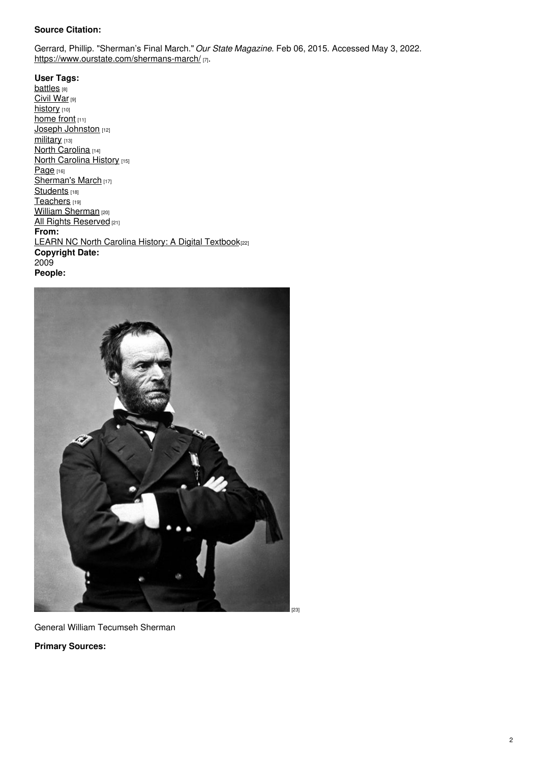**Source Citation:**

Gerrard, Phillip. "Sherman's Final March." *Our State Magazine*. Feb 06, 2015. Accessed May 3, 2022. https://www.ourstate.com/shermans-march/ [7].

**User Tags:**
battles [8]
Civil War [9]
history [10]
home front [11]
Joseph Johnston [12]
military [13]
North Carolina [14]
North Carolina History [15]
Page [16]
Sherman's March [17]
Students [18]
Teachers [19]
William Sherman [20]
All Rights Reserved [21]
**From:**
LEARN NC North Carolina History: A Digital Textbook [22]
**Copyright Date:**
2009
**People:**

[23]

General William Tecumseh Sherman

**Primary Sources:**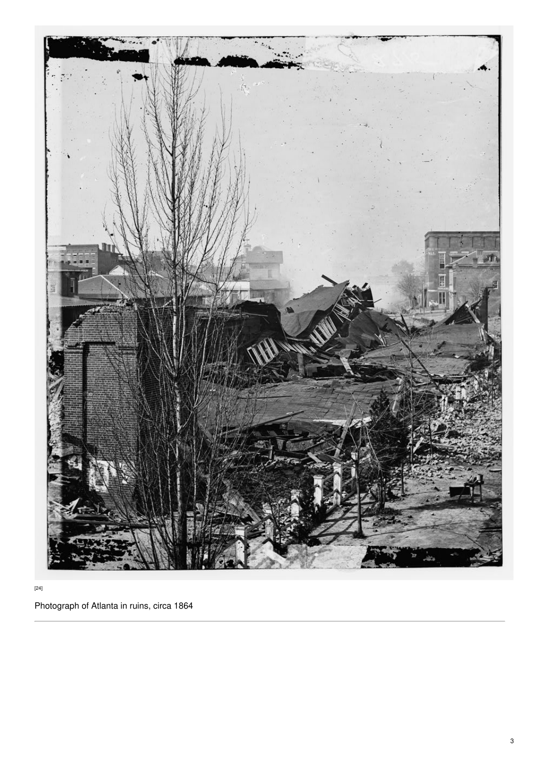[24]

Photograph of Atlanta in ruins, circa 1864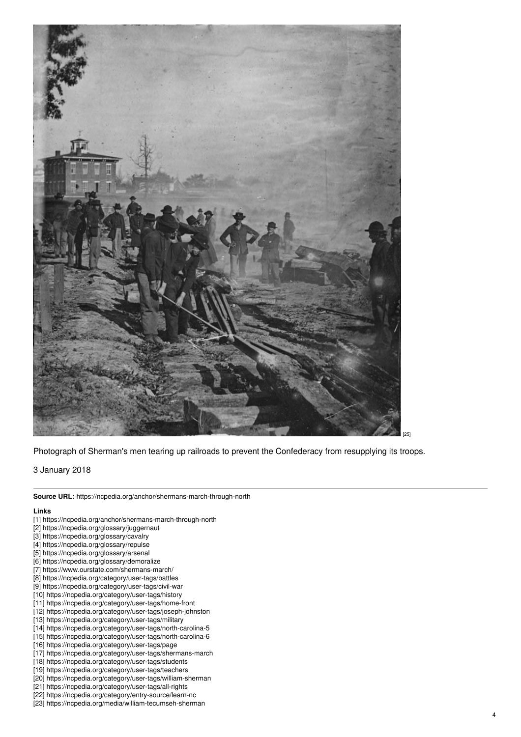[25]

Photograph of Sherman's men tearing up railroads to prevent the Confederacy from resupplying its troops.

3 January 2018

**Source URL:** https://ncpedia.org/anchor/shermans-march-through-north

**Links**

[1] https://ncpedia.org/anchor/shermans-march-through-north
[2] https://ncpedia.org/glossary/juggernaut
[3] https://ncpedia.org/glossary/cavalry
[4] https://ncpedia.org/glossary/repulse
[5] https://ncpedia.org/glossary/arsenal
[6] https://ncpedia.org/glossary/demoralize
[7] https://www.ourstate.com/shermans-march/
[8] https://ncpedia.org/category/user-tags/battles
[9] https://ncpedia.org/category/user-tags/civil-war
[10] https://ncpedia.org/category/user-tags/history
[11] https://ncpedia.org/category/user-tags/home-front
[12] https://ncpedia.org/category/user-tags/joseph-johnston
[13] https://ncpedia.org/category/user-tags/military
[14] https://ncpedia.org/category/user-tags/north-carolina-5
[15] https://ncpedia.org/category/user-tags/north-carolina-6
[16] https://ncpedia.org/category/user-tags/page
[17] https://ncpedia.org/category/user-tags/shermans-march
[18] https://ncpedia.org/category/user-tags/students
[19] https://ncpedia.org/category/user-tags/teachers
[20] https://ncpedia.org/category/user-tags/william-sherman
[21] https://ncpedia.org/category/user-tags/all-rights
[22] https://ncpedia.org/category/entry-source/learn-nc
[23] https://ncpedia.org/media/william-tecumseh-sherman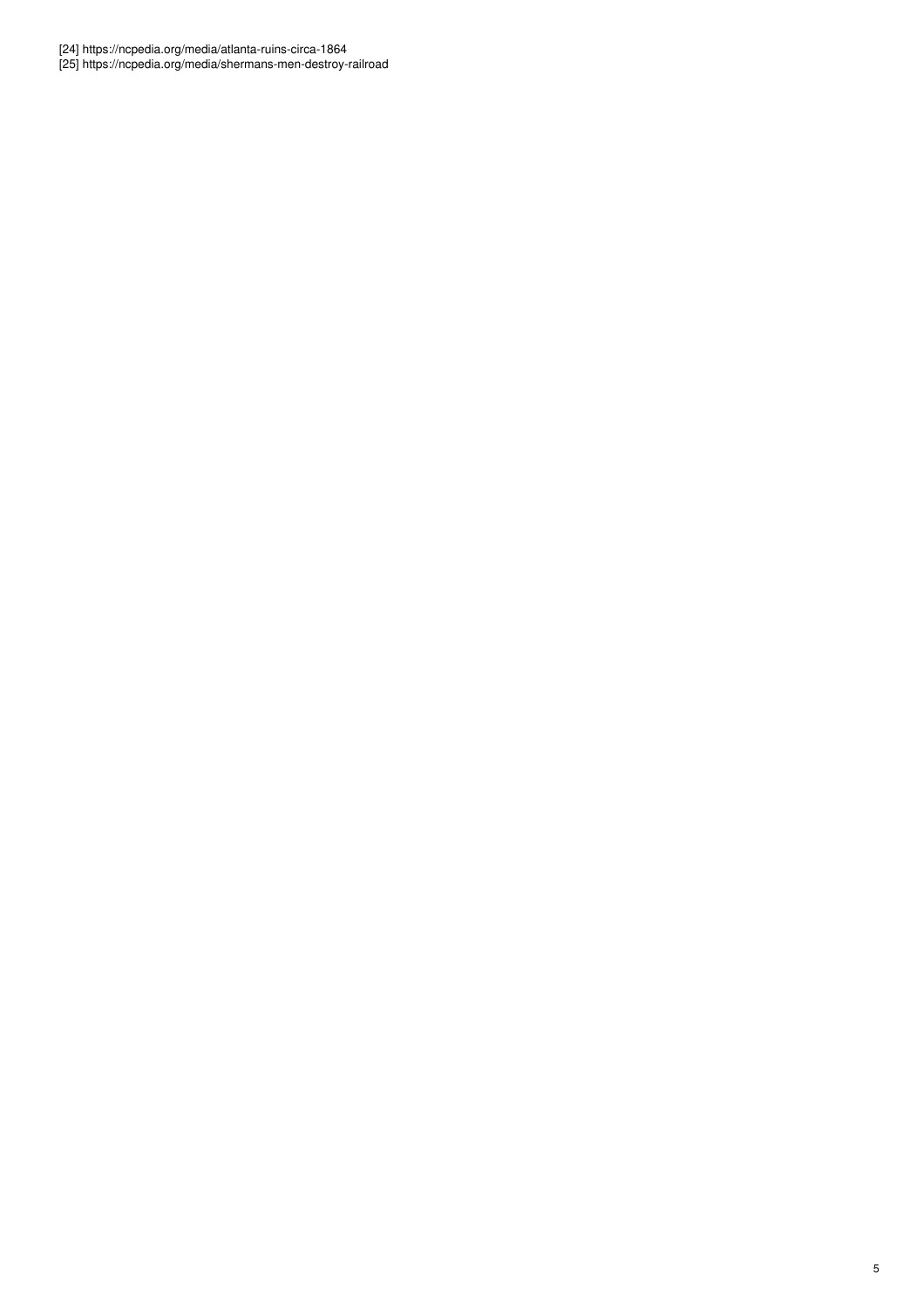[24] https://ncpedia.org/media/atlanta-ruins-circa-1864
[25] https://ncpedia.org/media/shermans-men-destroy-railroad